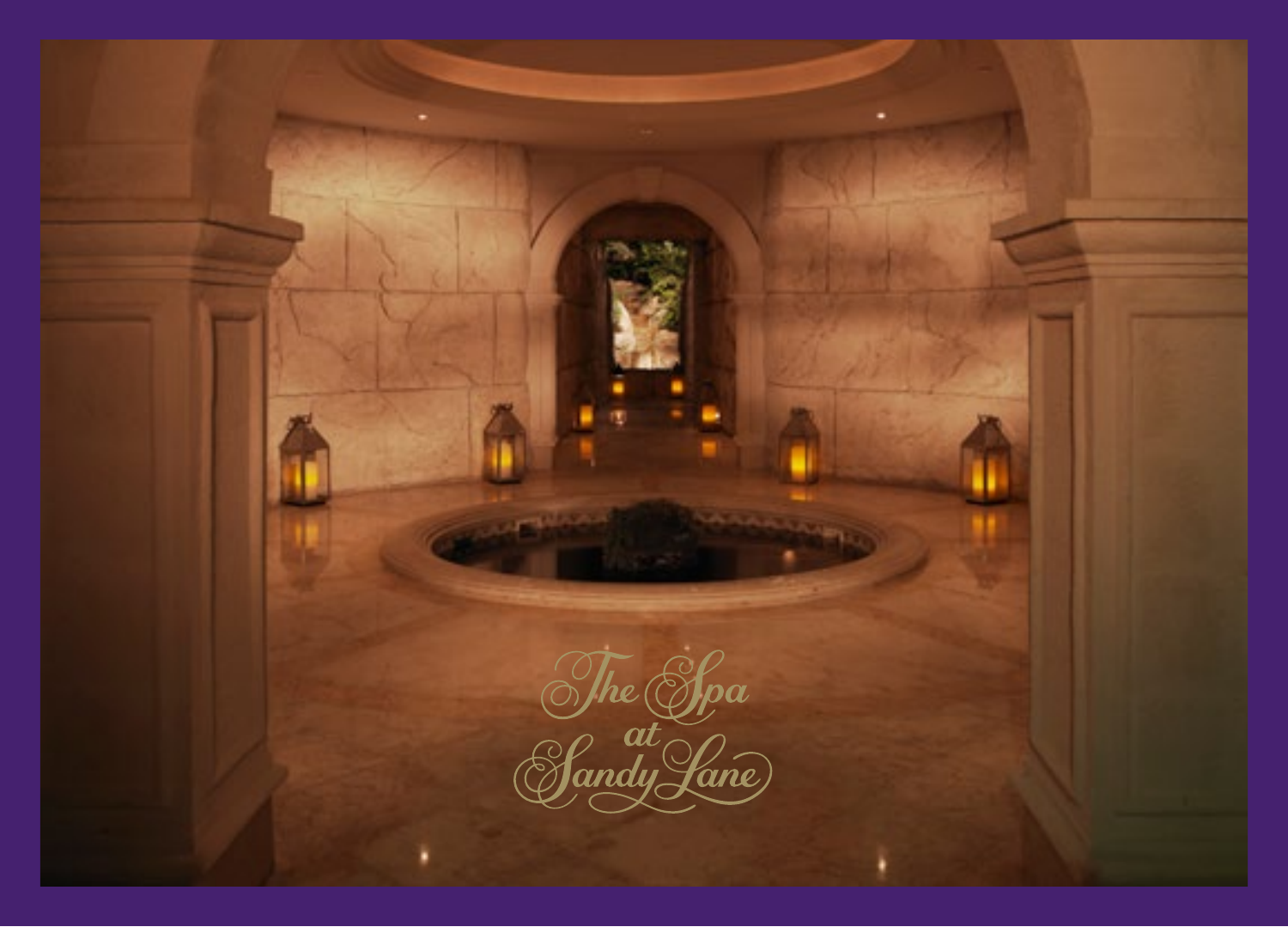# The Spa at Sandy Lane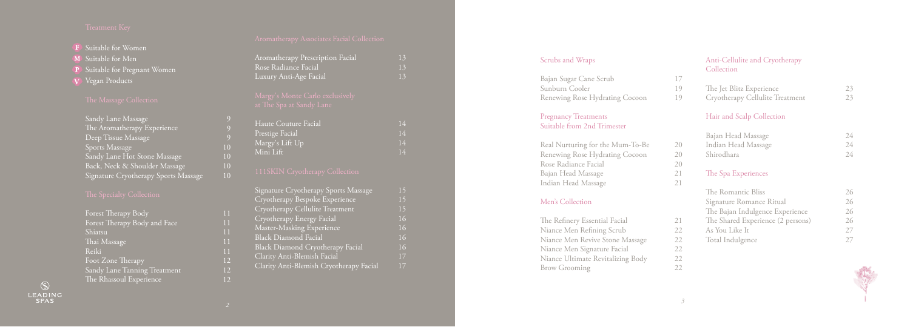## Treatment Key

- **F** Suitable for Women
- **M** Suitable for Men
- **P** Suitable for Pregnant Women
- **V** Vegan Products

## The Massage Collection

| | |
|---|---|
| Sandy Lane Massage | 9 |
| The Aromatherapy Experience | 9 |
| Deep Tissue Massage | 9 |
| Sports Massage | 10 |
| Sandy Lane Hot Stone Massage | 10 |
| Back, Neck & Shoulder Massage | 10 |
| Signature Cryotherapy Sports Massage | 10 |

## The Specialty Collection

| | |
|---|---|
| Forest Therapy Body | 11 |
| Forest Therapy Body and Face | 11 |
| Shiatsu | 11 |
| Thai Massage | 11 |
| Reiki | 11 |
| Foot Zone Therapy | 12 |
| Sandy Lane Tanning Treatment | 12 |
| The Rhassoul Experience | 12 |

## Aromatherapy Associates Facial Collection

| | |
|---|---|
| Aromatherapy Prescription Facial | 13 |
| Rose Radiance Facial | 13 |
| Luxury Anti-Age Facial | 13 |

## Margy's Monte Carlo exclusively at The Spa at Sandy Lane

| | |
|---|---|
| Haute Couture Facial | 14 |
| Prestige Facial | 14 |
| Margy's Lift Up | 14 |
| Mini Lift | 14 |

## 111SKIN Cryotherapy Collection

| | |
|---|---|
| Signature Cryotherapy Sports Massage | 15 |
| Cryotherapy Bespoke Experience | 15 |
| Cryotherapy Cellulite Treatment | 15 |
| Cryotherapy Energy Facial | 16 |
| Master-Masking Experience | 16 |
| Black Diamond Facial | 16 |
| Black Diamond Cryotherapy Facial | 16 |
| Clarity Anti-Blemish Facial | 17 |
| Clarity Anti-Blemish Cryotherapy Facial | 17 |

## Scrubs and Wraps

| | |
|---|---|
| Bajan Sugar Cane Scrub | 17 |
| Sunburn Cooler | 19 |
| Renewing Rose Hydrating Cocoon | 19 |

## Pregnancy Treatments Suitable from 2nd Trimester

| | |
|---|---|
| Real Nurturing for the Mum-To-Be | 20 |
| Renewing Rose Hydrating Cocoon | 20 |
| Rose Radiance Facial | 20 |
| Bajan Head Massage | 21 |
| Indian Head Massage | 21 |

## Men's Collection

| | |
|---|---|
| The Refinery Essential Facial | 21 |
| Niance Men Refining Scrub | 22 |
| Niance Men Revive Stone Massage | 22 |
| Niance Men Signature Facial | 22 |
| Niance Ultimate Revitalizing Body | 22 |
| Brow Grooming | 22 |

## Anti-Cellulite and Cryotherapy Collection

| | |
|---|---|
| The Jet Blitz Experience | 23 |
| Cryotherapy Cellulite Treatment | 23 |

## Hair and Scalp Collection

| | |
|---|---|
| Bajan Head Massage | 24 |
| Indian Head Massage | 24 |
| Shirodhara | 24 |

## The Spa Experiences

| | |
|---|---|
| The Romantic Bliss | 26 |
| Signature Romance Ritual | 26 |
| The Bajan Indulgence Experience | 26 |
| The Shared Experience (2 persons) | 26 |
| As You Like It | 27 |
| Total Indulgence | 27 |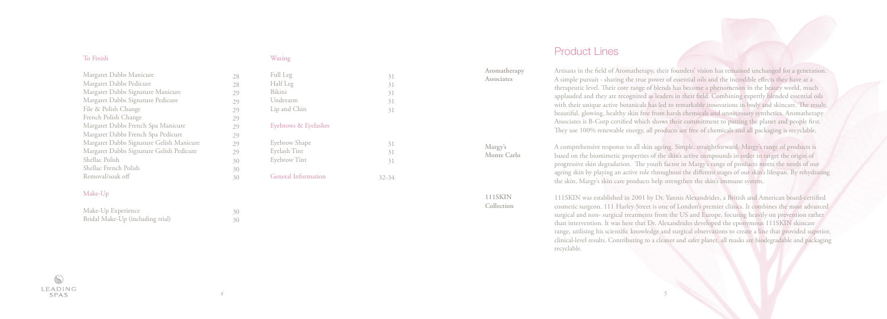### To Finish

| | |
|---|---|
| Margaret Dabbs Manicure | 28 |
| Margaret Dabbs Pedicure | 28 |
| Margaret Dabbs Signature Manicure | 29 |
| Margaret Dabbs Signature Pedicure | 29 |
| File & Polish Change | 29 |
| French Polish Change | 29 |
| Margaret Dabbs French Spa Manicure | 29 |
| Margaret Dabbs French Spa Pedicure | 29 |
| Margaret Dabbs Signature Gelish Manicure | 29 |
| Margaret Dabbs Signature Gelish Pedicure | 29 |
| Shellac Polish | 30 |
| Shellac French Polish | 30 |
| Removal/soak off | 30 |

### Make-Up

| | |
|---|---|
| Make-Up Experience | 30 |
| Bridal Make-Up (including trial) | 30 |

### Waxing

| | |
|---|---|
| Full Leg | 31 |
| Half Leg | 31 |
| Bikini | 31 |
| Underarm | 31 |
| Lip and Chin | 31 |

### Eyebrows & Eyelashes

| | |
|---|---|
| Eyebrow Shape | 31 |
| Eyelash Tint | 31 |
| Eyebrow Tint | 31 |

### General Information 32-34

# Product Lines

**Aromatherapy Associates**

Artisans in the field of Aromatherapy, their founders' vision has remained unchanged for a generation. A simple pursuit - sharing the true power of essential oils and the incredible effects they have at a therapeutic level. Their core range of blends has become a phenomenon in the beauty world, much applauded and they are recognized as leaders in their field. Combining expertly blended essential oils with their unique active botanicals has led to remarkable innovations in body and skincare. The result; beautiful, glowing, healthy skin free from harsh chemicals and unnecessary synthetics. Aromatherapy Associates is B-Corp certified which shows their commitment to putting the planet and people first. They use 100% renewable energy, all products are free of chemicals and all packaging is recyclable.

**Margy's Monte Carlo**

A comprehensive response to all skin ageing. Simple, straightforward, Margy's range of products is based on the biomimetic properties of the skin's active compounds in order to target the origin of progressive skin degradation. The youth factor in Margy's range of products meets the needs of our ageing skin by playing an active role throughout the different stages of our skin's lifespan. By rehydrating the skin, Margy's skin care products help strengthen the skin's immune system.

**111SKIN Collection**

111SKIN was established in 2001 by Dr. Yannis Alexandrides, a British and American board-certified cosmetic surgeon. 111 Harley Street is one of London's premier clinics. It combines the most advanced surgical and non- surgical treatments from the US and Europe, focusing heavily on prevention rather than intervention. It was here that Dr. Alexandrides developed the eponymous 111SKIN skincare range, utilising his scientific knowledge and surgical observations to create a line that provided superior, clinical-level results. Contributing to a cleaner and safer planet, all masks are biodegradable and packaging recyclable.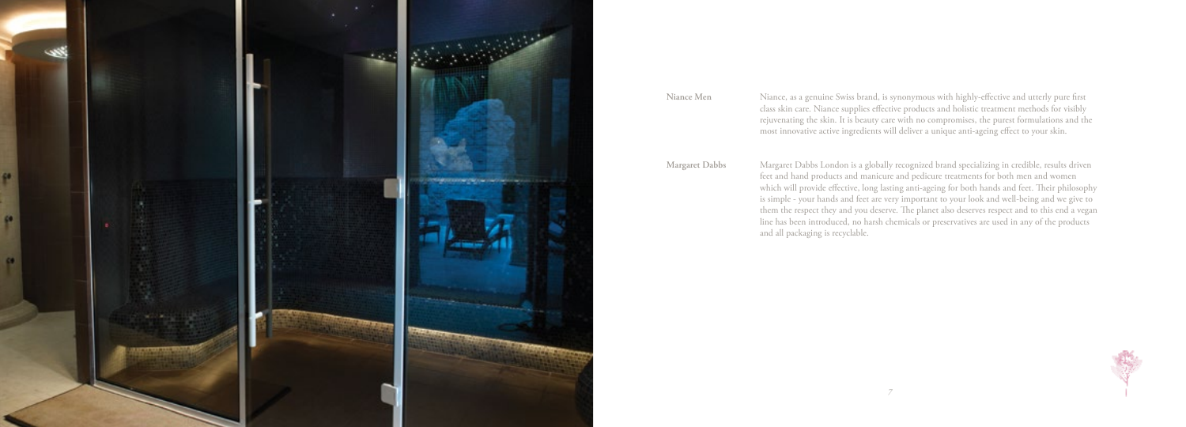**Niance Men**

Niance, as a genuine Swiss brand, is synonymous with highly-effective and utterly pure first class skin care. Niance supplies effective products and holistic treatment methods for visibly rejuvenating the skin. It is beauty care with no compromises, the purest formulations and the most innovative active ingredients will deliver a unique anti-ageing effect to your skin.

**Margaret Dabbs**

Margaret Dabbs London is a globally recognized brand specializing in credible, results driven feet and hand products and manicure and pedicure treatments for both men and women which will provide effective, long lasting anti-ageing for both hands and feet. Their philosophy is simple - your hands and feet are very important to your look and well-being and we give to them the respect they and you deserve. The planet also deserves respect and to this end a vegan line has been introduced, no harsh chemicals or preservatives are used in any of the products and all packaging is recyclable.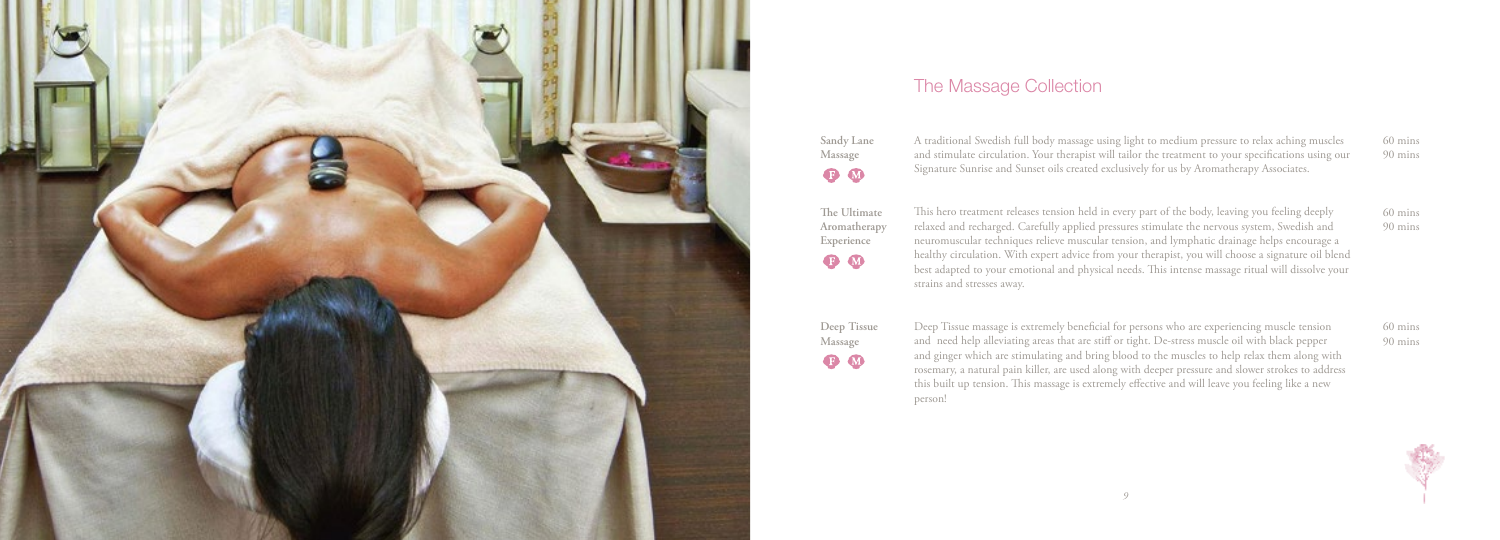## The Massage Collection

**Sandy Lane Massage**
F M

A traditional Swedish full body massage using light to medium pressure to relax aching muscles and stimulate circulation. Your therapist will tailor the treatment to your specifications using our Signature Sunrise and Sunset oils created exclusively for us by Aromatherapy Associates.

60 mins
90 mins

**The Ultimate Aromatherapy Experience**
F M

This hero treatment releases tension held in every part of the body, leaving you feeling deeply relaxed and recharged. Carefully applied pressures stimulate the nervous system, Swedish and neuromuscular techniques relieve muscular tension, and lymphatic drainage helps encourage a healthy circulation. With expert advice from your therapist, you will choose a signature oil blend best adapted to your emotional and physical needs. This intense massage ritual will dissolve your strains and stresses away.

60 mins
90 mins

**Deep Tissue Massage**
F M

Deep Tissue massage is extremely beneficial for persons who are experiencing muscle tension and need help alleviating areas that are stiff or tight. De-stress muscle oil with black pepper and ginger which are stimulating and bring blood to the muscles to help relax them along with rosemary, a natural pain killer, are used along with deeper pressure and slower strokes to address this built up tension. This massage is extremely effective and will leave you feeling like a new person!

60 mins
90 mins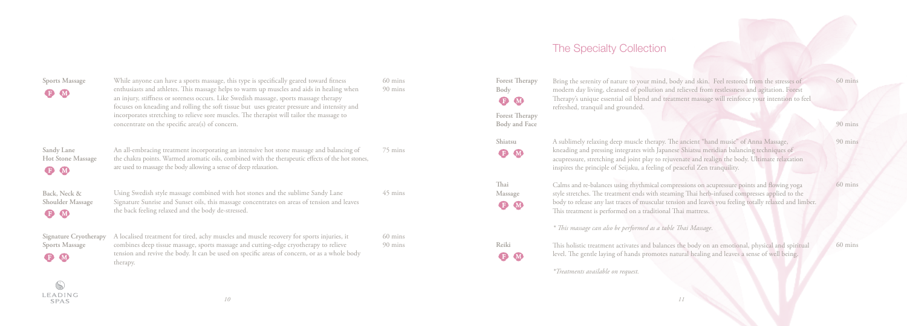**Sports Massage**
F M

While anyone can have a sports massage, this type is specifically geared toward fitness enthusiasts and athletes. This massage helps to warm up muscles and aids in healing when an injury, stiffness or soreness occurs. Like Swedish massage, sports massage therapy focuses on kneading and rolling the soft tissue but uses greater pressure and intensity and incorporates stretching to relieve sore muscles. The therapist will tailor the massage to concentrate on the specific area(s) of concern.

60 mins
90 mins

**Sandy Lane Hot Stone Massage**
F M

An all-embracing treatment incorporating an intensive hot stone massage and balancing of the chakra points. Warmed aromatic oils, combined with the therapeutic effects of the hot stones, are used to massage the body allowing a sense of deep relaxation.

75 mins

**Back, Neck & Shoulder Massage**
F M

Using Swedish style massage combined with hot stones and the sublime Sandy Lane Signature Sunrise and Sunset oils, this massage concentrates on areas of tension and leaves the back feeling relaxed and the body de-stressed.

45 mins

**Signature Cryotherapy Sports Massage**
F M

A localised treatment for tired, achy muscles and muscle recovery for sports injuries, it combines deep tissue massage, sports massage and cutting-edge cryotherapy to relieve tension and revive the body. It can be used on specific areas of concern, or as a whole body therapy.

60 mins
90 mins

LEADING SPAS

## The Specialty Collection

**Forest Therapy Body**
F M

**Forest Therapy Body and Face**

Bring the serenity of nature to your mind, body and skin. Feel restored from the stresses of modern day living, cleansed of pollution and relieved from restlessness and agitation. Forest Therapy's unique essential oil blend and treatment massage will reinforce your intention to feel refreshed, tranquil and grounded.

60 mins

90 mins

**Shiatsu**
F M

A sublimely relaxing deep muscle therapy. The ancient "hand music" of Anna Massage, kneading and pressing integrates with Japanese Shiatsu meridian balancing techniques of acupressure, stretching and joint play to rejuvenate and realign the body. Ultimate relaxation inspires the principle of Seijaku, a feeling of peaceful Zen tranquility.

90 mins

**Thai Massage**
F M

Calms and re-balances using rhythmical compressions on acupressure points and flowing yoga style stretches. The treatment ends with steaming Thai herb-infused compresses applied to the body to release any last traces of muscular tension and leaves you feeling totally relaxed and limber. This treatment is performed on a traditional Thai mattress.

60 mins

*\* This massage can also be performed as a table Thai Massage.*

**Reiki**
F M

This holistic treatment activates and balances the body on an emotional, physical and spiritual level. The gentle laying of hands promotes natural healing and leaves a sense of well being.

60 mins

*\*Treatments available on request.*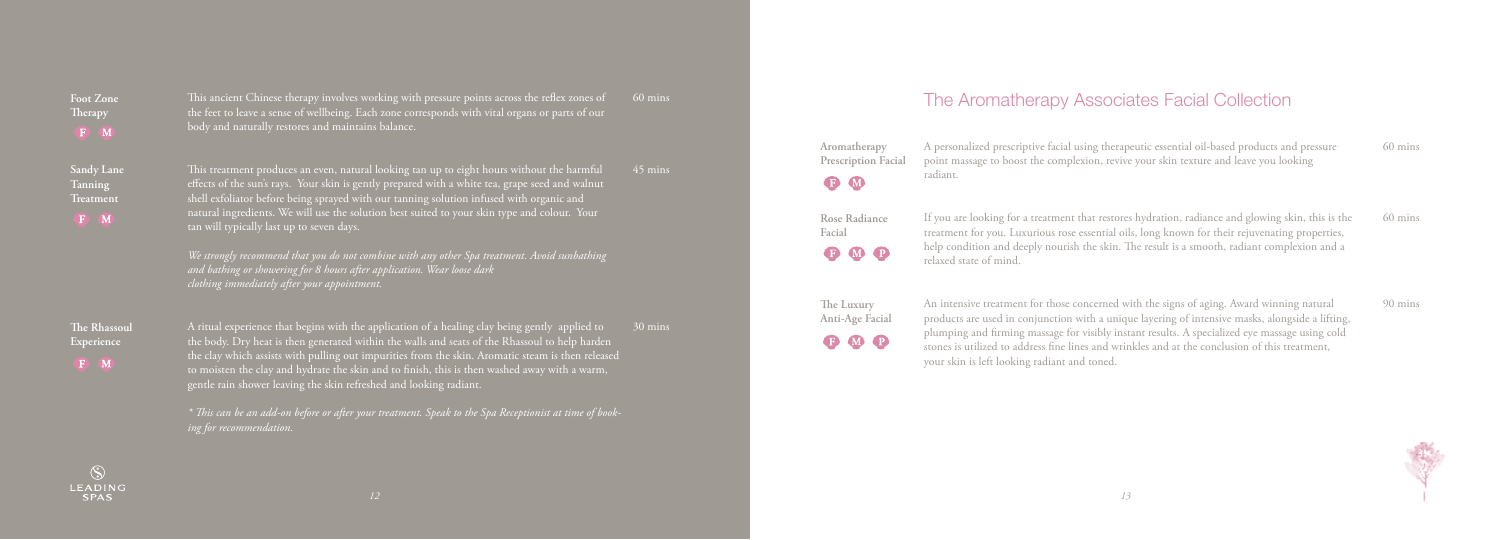**Foot Zone Therapy**

F M

This ancient Chinese therapy involves working with pressure points across the reflex zones of the feet to leave a sense of wellbeing. Each zone corresponds with vital organs or parts of our body and naturally restores and maintains balance.

60 mins

**Sandy Lane Tanning Treatment**

F M

This treatment produces an even, natural looking tan up to eight hours without the harmful effects of the sun's rays. Your skin is gently prepared with a white tea, grape seed and walnut shell exfoliator before being sprayed with our tanning solution infused with organic and natural ingredients. We will use the solution best suited to your skin type and colour. Your tan will typically last up to seven days.

*We strongly recommend that you do not combine with any other Spa treatment. Avoid sunbathing and bathing or showering for 8 hours after application. Wear loose dark clothing immediately after your appointment.*

45 mins

**The Rhassoul Experience**

F M

A ritual experience that begins with the application of a healing clay being gently applied to the body. Dry heat is then generated within the walls and seats of the Rhassoul to help harden the clay which assists with pulling out impurities from the skin. Aromatic steam is then released to moisten the clay and hydrate the skin and to finish, this is then washed away with a warm, gentle rain shower leaving the skin refreshed and looking radiant.

*\* This can be an add-on before or after your treatment. Speak to the Spa Receptionist at time of booking for recommendation.*

30 mins

## The Aromatherapy Associates Facial Collection

**Aromatherapy Prescription Facial**

F M

A personalized prescriptive facial using therapeutic essential oil-based products and pressure point massage to boost the complexion, revive your skin texture and leave you looking radiant.

60 mins

**Rose Radiance Facial**

F M P

If you are looking for a treatment that restores hydration, radiance and glowing skin, this is the treatment for you. Luxurious rose essential oils, long known for their rejuvenating properties, help condition and deeply nourish the skin. The result is a smooth, radiant complexion and a relaxed state of mind.

60 mins

**The Luxury Anti-Age Facial**

F M P

An intensive treatment for those concerned with the signs of aging. Award winning natural products are used in conjunction with a unique layering of intensive masks, alongside a lifting, plumping and firming massage for visibly instant results. A specialized eye massage using cold stones is utilized to address fine lines and wrinkles and at the conclusion of this treatment, your skin is left looking radiant and toned.

90 mins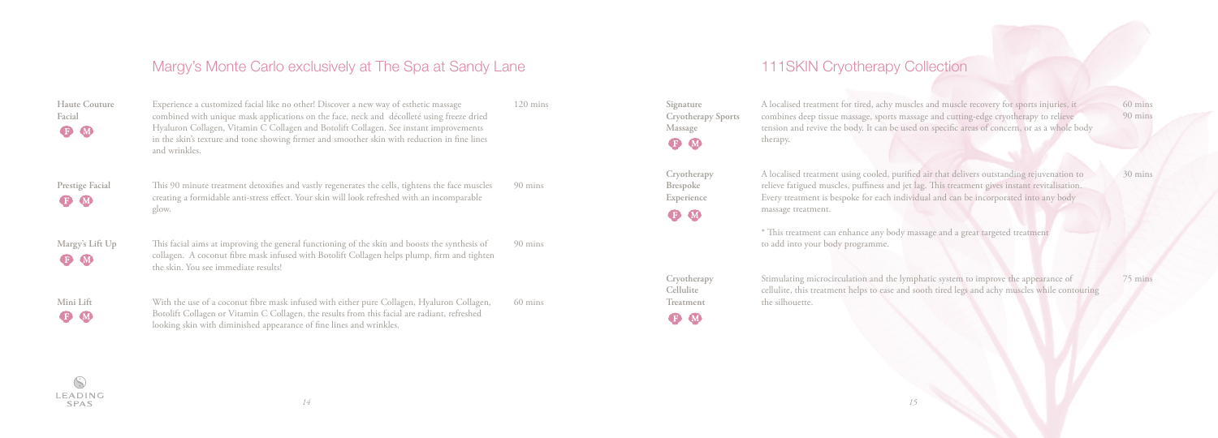## Margy's Monte Carlo exclusively at The Spa at Sandy Lane

**Haute Couture Facial**
F M

Experience a customized facial like no other! Discover a new way of esthetic massage combined with unique mask applications on the face, neck and décolleté using freeze dried Hyaluron Collagen, Vitamin C Collagen and Botolift Collagen. See instant improvements in the skin's texture and tone showing firmer and smoother skin with reduction in fine lines and wrinkles.

120 mins

**Prestige Facial**
F M

This 90 minute treatment detoxifies and vastly regenerates the cells, tightens the face muscles creating a formidable anti-stress effect. Your skin will look refreshed with an incomparable glow.

90 mins

**Margy's Lift Up**
F M

This facial aims at improving the general functioning of the skin and boosts the synthesis of collagen. A coconut fibre mask infused with Botolift Collagen helps plump, firm and tighten the skin. You see immediate results!

90 mins

**Mini Lift**
F M

With the use of a coconut fibre mask infused with either pure Collagen, Hyaluron Collagen, Botolift Collagen or Vitamin C Collagen, the results from this facial are radiant, refreshed looking skin with diminished appearance of fine lines and wrinkles.

60 mins

## 111SKIN Cryotherapy Collection

**Signature Cryotherapy Sports Massage**
F M

A localised treatment for tired, achy muscles and muscle recovery for sports injuries, it combines deep tissue massage, sports massage and cutting-edge cryotherapy to relieve tension and revive the body. It can be used on specific areas of concern, or as a whole body therapy.

60 mins
90 mins

**Cryotherapy Brespoke Experience**
F M

A localised treatment using cooled, purified air that delivers outstanding rejuvenation to relieve fatigued muscles, puffiness and jet lag. This treatment gives instant revitalisation. Every treatment is bespoke for each individual and can be incorporated into any body massage treatment.

* This treatment can enhance any body massage and a great targeted treatment to add into your body programme.

30 mins

**Cryotherapy Cellulite Treatment**
F M

Stimulating microcirculation and the lymphatic system to improve the appearance of cellulite, this treatment helps to ease and sooth tired legs and achy muscles while contouring the silhouette.

75 mins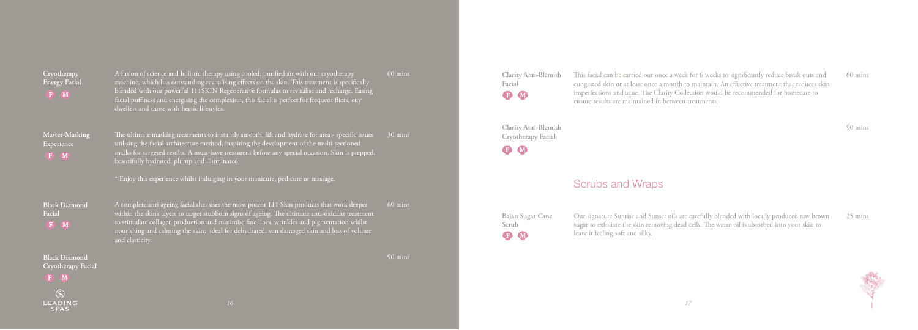**Cryotherapy Energy Facial**

F M

A fusion of science and holistic therapy using cooled, purified air with our cryotherapy machine, which has outstanding revitalising effects on the skin. This treatment is specifically blended with our powerful 111SKIN Regenerative formulas to revitalise and recharge. Easing facial puffiness and energising the complexion, this facial is perfect for frequent fliers, city dwellers and those with hectic lifestyles.

60 mins

**Master-Masking Experience**

F M

The ultimate masking treatments to instantly smooth, lift and hydrate for area - specific issues utilising the facial architecture method, inspiring the development of the multi-sectioned masks for targeted results. A must-have treatment before any special occasion. Skin is prepped, beautifully hydrated, plump and illuminated.

* Enjoy this experience whilst indulging in your manicure, pedicure or massage.

30 mins

**Black Diamond Facial**

F M

A complete anti ageing facial that uses the most potent 111 Skin products that work deeper within the skin's layers to target stubborn signs of ageing. The ultimate anti-oxidant treatment to stimulate collagen production and minimise fine lines, wrinkles and pigmentation whilst nourishing and calming the skin; ideal for dehydrated, sun damaged skin and loss of volume and elasticity.

60 mins

**Black Diamond Cryotherapy Facial**

F M

90 mins

**Clarity Anti-Blemish Facial**

F M

This facial can be carried out once a week for 6 weeks to significantly reduce break outs and congested skin or at least once a month to maintain. An effective treatment that reduces skin imperfections and acne. The Clarity Collection would be recommended for homecare to ensure results are maintained in between treatments.

60 mins

**Clarity Anti-Blemish Cryotherapy Facial**

F M

90 mins

## Scrubs and Wraps

**Bajan Sugar Cane Scrub**

F M

Our signature Sunrise and Sunset oils are carefully blended with locally produced raw brown sugar to exfoliate the skin removing dead cells. The warm oil is absorbed into your skin to leave it feeling soft and silky.

25 mins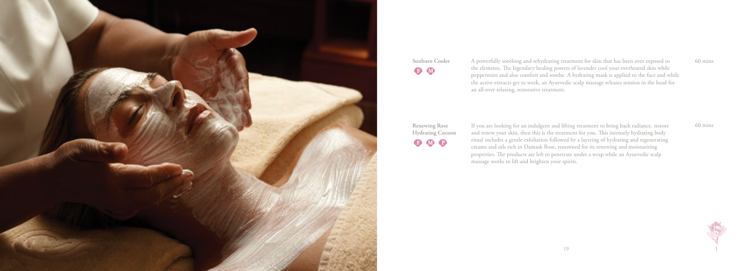**Sunburn Cooler**

F M

A powerfully soothing and rehydrating treatment for skin that has been over exposed to the elements. The legendary healing powers of lavender cool your overheated skin while peppermint and aloe comfort and soothe. A hydrating mask is applied to the face and while the active extracts get to work, an Ayurvedic scalp massage releases tension in the head for an all-over relaxing, restorative treatment.

60 mins

**Renewing Rose Hydrating Cocoon**

F M P

If you are looking for an indulgent and lifting treatment to bring back radiance, restore and renew your skin, then this is the treatment for you. This intensely hydrating body ritual includes a gentle exfoliation followed by a layering of hydrating and regenerating creams and oils rich in Damask Rose, renowned for its renewing and moisturizing properties. The products are left to penetrate under a wrap while an Ayurvedic scalp massage works to lift and brighten your spirits.

60 mins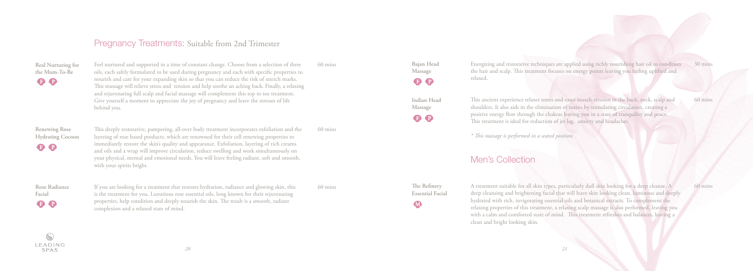## Pregnancy Treatments: Suitable from 2nd Trimester

**Real Nurturing for the Mum-To-Be**
F P

Feel nurtured and supported in a time of constant change. Choose from a selection of three oils, each safely formulated to be used during pregnancy and each with specific properties to nourish and care for your expanding skin so that you can reduce the risk of stretch marks. This massage will relieve stress and tension and help soothe an aching back. Finally, a relaxing and rejuvenating full scalp and facial massage will complement this top to toe treatment. Give yourself a moment to appreciate the joy of pregnancy and leave the stresses of life behind you.

60 mins

**Renewing Rose Hydrating Cocoon**
F P

This deeply restorative, pampering, all-over body treatment incorporates exfoliation and the layering of rose based products, which are renowned for their cell renewing properties to immediately restore the skin's quality and appearance. Exfoliation, layering of rich creams and oils and a wrap will improve circulation, reduce swelling and work simultaneously on your physical, mental and emotional needs. You will leave feeling radiant, soft and smooth, with your spirits bright.

60 mins

**Rose Radiance Facial**
F P

If you are looking for a treatment that restores hydration, radiance and glowing skin, this is the treatment for you. Luxurious rose essential oils, long known for their rejuvenating properties, help condition and deeply nourish the skin. The result is a smooth, radiant complexion and a relaxed state of mind.

60 mins

**Bajan Head Massage**
F P

Energizing and restorative techniques are applied using richly nourishing hair oil to condition the hair and scalp. This treatment focuses on energy points leaving you feeling uplifted and relaxed.

30 mins

**Indian Head Massage**
F P

This ancient experience relaxes tones and eases muscle tension in the back, neck, scalp and shoulders. It also aids in the elimination of toxins by stimulating circulation, creating a positive energy flow through the chakras leaving you in a state of tranquility and peace. This treatment is ideal for reduction of jet lag, anxiety and headaches.

60 mins

*\* This massage is performed in a seated position.*

## Men's Collection

**The Refinery Essential Facial**
M

A treatment suitable for all skin types, particularly dull skin looking for a deep cleanse. A deep cleansing and brightening facial that will leave skin looking clean, luminous and deeply hydrated with rich, invigorating essential oils and botanical extracts. To complement the relaxing properties of this treatment, a relaxing scalp massage is also performed, leaving you with a calm and comforted state of mind. This treatment refreshes and balances, leaving a clean and bright looking skin.

60 mins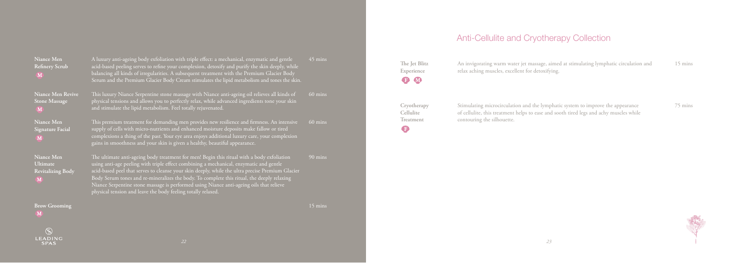**Niance Men Refinery Scrub**
M

A luxury anti-ageing body exfoliation with triple effect: a mechanical, enzymatic and gentle acid-based peeling serves to refine your complexion, detoxify and purify the skin deeply, while balancing all kinds of irregularities. A subsequent treatment with the Premium Glacier Body Serum and the Premium Glacier Body Cream stimulates the lipid metabolism and tones the skin.

45 mins

**Niance Men Revive Stone Massage**
M

This luxury Niance Serpentine stone massage with Niance anti-ageing oil relieves all kinds of physical tensions and allows you to perfectly relax, while advanced ingredients tone your skin and stimulate the lipid metabolism. Feel totally rejuvenated.

60 mins

**Niance Men Signature Facial**
M

This premium treatment for demanding men provides new resilience and firmness. An intensive supply of cells with micro-nutrients and enhanced moisture deposits make fallow or tired complexions a thing of the past. Your eye area enjoys additional luxury care, your complexion gains in smoothness and your skin is given a healthy, beautiful appearance.

60 mins

**Niance Men Ultimate Revitalizing Body**
M

The ultimate anti-ageing body treatment for men! Begin this ritual with a body exfoliation using anti-age peeling with triple effect combining a mechanical, enzymatic and gentle acid-based peel that serves to cleanse your skin deeply, while the ultra precise Premium Glacier Body Serum tones and re-mineralizes the body. To complete this ritual, the deeply relaxing Niance Serpentine stone massage is performed using Niance anti-ageing oils that relieve physical tension and leave the body feeling totally relaxed.

90 mins

**Brow Grooming**
M

15 mins

# Anti-Cellulite and Cryotherapy Collection

**The Jet Blitz Experience**
F M

An invigorating warm water jet massage, aimed at stimulating lymphatic circulation and relax aching muscles, excellent for detoxifying.

15 mins

**Cryotherapy Cellulite Treatment**
F

Stimulating microcirculation and the lymphatic system to improve the appearance of cellulite, this treatment helps to ease and sooth tired legs and achy muscles while contouring the silhouette.

75 mins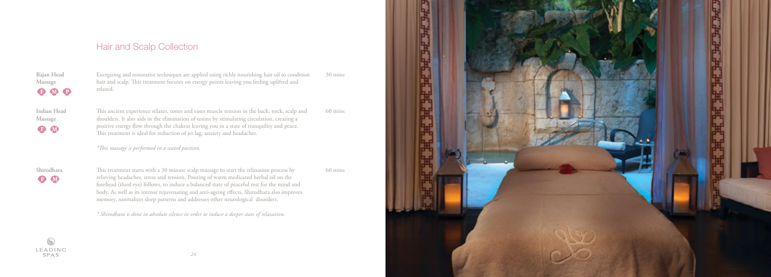## Hair and Scalp Collection

**Bajan Head Massage** F M P

Energizing and restorative techniques are applied using richly nourishing hair oil to condition hair and scalp. This treatment focuses on energy points leaving you feeling uplifted and relaxed.

30 mins

**Indian Head Massage** F M

This ancient experience relaxes, tones and eases muscle tension in the back, neck, scalp and shoulders. It also aids in the elimination of toxins by stimulating circulation, creating a positive energy flow through the chakras leaving you in a state of tranquility and peace. This treatment is ideal for reduction of jet lag, anxiety and headaches.

60 mins

*\*This massage is performed in a seated position.*

**Shirodhara** F M

This treatment starts with a 30 minute scalp massage to start the relaxation process by relieving headaches, stress and tension. Pouring of warm medicated herbal oil on the forehead (third eye) follows, to induce a balanced state of peaceful rest for the mind and body. As well as its intense rejuvenating and anti-ageing effects, Shirodhara also improves memory, normalizes sleep patterns and addresses other neurological disorders.

60 mins

*\* Shirodhara is done in absolute silence in order to induce a deeper state of relaxation.*

LEADING SPAS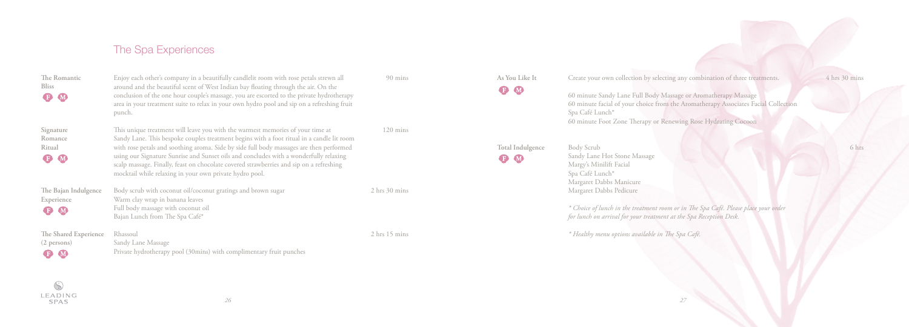## The Spa Experiences

**The Romantic Bliss** (F) (M) — 90 mins

Enjoy each other's company in a beautifully candlelit room with rose petals strewn all around and the beautiful scent of West Indian bay floating through the air. On the conclusion of the one hour couple's massage, you are escorted to the private hydrotherapy area in your treatment suite to relax in your own hydro pool and sip on a refreshing fruit punch.

**Signature Romance Ritual** (F) (M) — 120 mins

This unique treatment will leave you with the warmest memories of your time at Sandy Lane. This bespoke couples treatment begins with a foot ritual in a candle lit room with rose petals and soothing aroma. Side by side full body massages are then performed using our Signature Sunrise and Sunset oils and concludes with a wonderfully relaxing scalp massage. Finally, feast on chocolate covered strawberries and sip on a refreshing mocktail while relaxing in your own private hydro pool.

**The Bajan Indulgence Experience** (F) (M) — 2 hrs 30 mins

Body scrub with coconut oil/coconut gratings and brown sugar
Warm clay wrap in banana leaves
Full body massage with coconut oil
Bajan Lunch from The Spa Café*

**The Shared Experience (2 persons)** (F) (M) — 2 hrs 15 mins

Rhassoul
Sandy Lane Massage
Private hydrotherapy pool (30mins) with complimentary fruit punches

**As You Like It** (F) (M) — 4 hrs 30 mins

Create your own collection by selecting any combination of three treatments.

60 minute Sandy Lane Full Body Massage or Aromatherapy Massage
60 minute facial of your choice from the Aromatherapy Associates Facial Collection
Spa Café Lunch*
60 minute Foot Zone Therapy or Renewing Rose Hydrating Cocoon

**Total Indulgence** (F) (M) — 6 hrs

Body Scrub
Sandy Lane Hot Stone Massage
Margy's Minilift Facial
Spa Café Lunch*
Margaret Dabbs Manicure
Margaret Dabbs Pedicure

*\* Choice of lunch in the treatment room or in The Spa Café. Please place your order for lunch on arrival for your treatment at the Spa Reception Desk.*

*\* Healthy menu options available in The Spa Café.*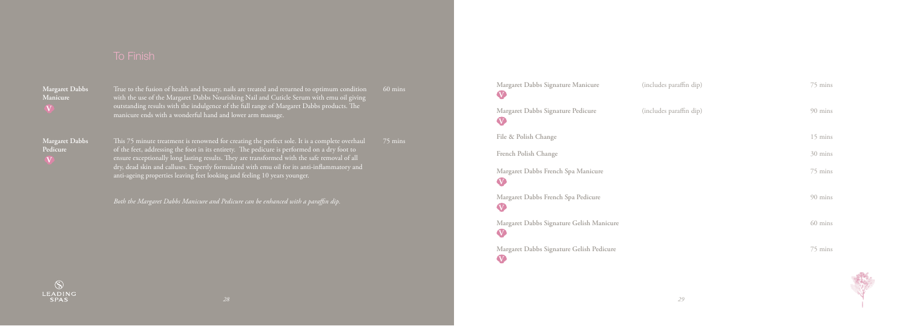## To Finish

**Margaret Dabbs Manicure** V — 60 mins

True to the fusion of health and beauty, nails are treated and returned to optimum condition with the use of the Margaret Dabbs Nourishing Nail and Cuticle Serum with emu oil giving outstanding results with the indulgence of the full range of Margaret Dabbs products. The manicure ends with a wonderful hand and lower arm massage.

**Margaret Dabbs Pedicure** V — 75 mins

This 75 minute treatment is renowned for creating the perfect sole. It is a complete overhaul of the feet, addressing the foot in its entirety. The pedicure is performed on a dry foot to ensure exceptionally long lasting results. They are transformed with the safe removal of all dry, dead skin and calluses. Expertly formulated with emu oil for its anti-inflammatory and anti-ageing properties leaving feet looking and feeling 10 years younger.

*Both the Margaret Dabbs Manicure and Pedicure can be enhanced with a paraffin dip.*

| Treatment | | Duration |
|---|---|---|
| Margaret Dabbs Signature Manicure V | (includes paraffin dip) | 75 mins |
| Margaret Dabbs Signature Pedicure V | (includes paraffin dip) | 90 mins |
| File & Polish Change | | 15 mins |
| French Polish Change | | 30 mins |
| Margaret Dabbs French Spa Manicure V | | 75 mins |
| Margaret Dabbs French Spa Pedicure V | | 90 mins |
| Margaret Dabbs Signature Gelish Manicure V | | 60 mins |
| Margaret Dabbs Signature Gelish Pedicure V | | 75 mins |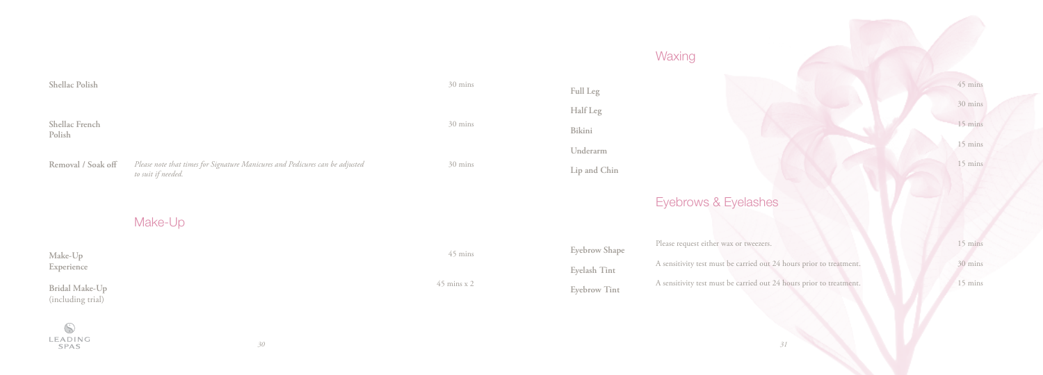| | | |
|---|---|---|
| **Shellac Polish** | | 30 mins |
| **Shellac French Polish** | | 30 mins |
| **Removal / Soak off** | *Please note that times for Signature Manicures and Pedicures can be adjusted to suit if needed.* | 30 mins |

## Make-Up

| | |
|---|---|
| **Make-Up Experience** | 45 mins |
| **Bridal Make-Up** (including trial) | 45 mins x 2 |

## Waxing

| | |
|---|---|
| **Full Leg** | 45 mins |
| **Half Leg** | 30 mins |
| **Bikini** | 15 mins |
| **Underarm** | 15 mins |
| **Lip and Chin** | 15 mins |

## Eyebrows & Eyelashes

| | | |
|---|---|---|
| **Eyebrow Shape** | Please request either wax or tweezers. | 15 mins |
| **Eyelash Tint** | A sensitivity test must be carried out 24 hours prior to treatment. | 30 mins |
| **Eyebrow Tint** | A sensitivity test must be carried out 24 hours prior to treatment. | 15 mins |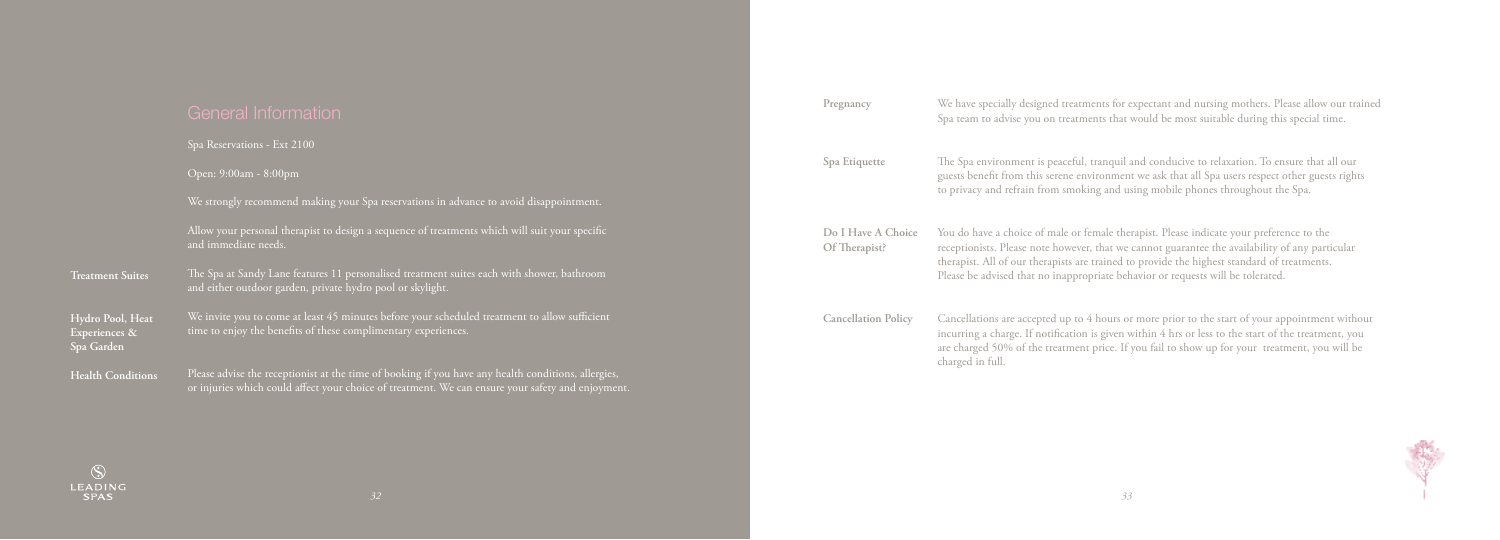# General Information

Spa Reservations - Ext 2100

Open: 9:00am - 8:00pm

We strongly recommend making your Spa reservations in advance to avoid disappointment.

Allow your personal therapist to design a sequence of treatments which will suit your specific and immediate needs.

**Treatment Suites**

The Spa at Sandy Lane features 11 personalised treatment suites each with shower, bathroom and either outdoor garden, private hydro pool or skylight.

**Hydro Pool, Heat Experiences & Spa Garden**

We invite you to come at least 45 minutes before your scheduled treatment to allow sufficient time to enjoy the benefits of these complimentary experiences.

**Health Conditions**

Please advise the receptionist at the time of booking if you have any health conditions, allergies, or injuries which could affect your choice of treatment. We can ensure your safety and enjoyment.

**Pregnancy**

We have specially designed treatments for expectant and nursing mothers. Please allow our trained Spa team to advise you on treatments that would be most suitable during this special time.

**Spa Etiquette**

The Spa environment is peaceful, tranquil and conducive to relaxation. To ensure that all our guests benefit from this serene environment we ask that all Spa users respect other guests rights to privacy and refrain from smoking and using mobile phones throughout the Spa.

**Do I Have A Choice Of Therapist?**

You do have a choice of male or female therapist. Please indicate your preference to the receptionists. Please note however, that we cannot guarantee the availability of any particular therapist. All of our therapists are trained to provide the highest standard of treatments. Please be advised that no inappropriate behavior or requests will be tolerated.

**Cancellation Policy**

Cancellations are accepted up to 4 hours or more prior to the start of your appointment without incurring a charge. If notification is given within 4 hrs or less to the start of the treatment, you are charged 50% of the treatment price. If you fail to show up for your treatment, you will be charged in full.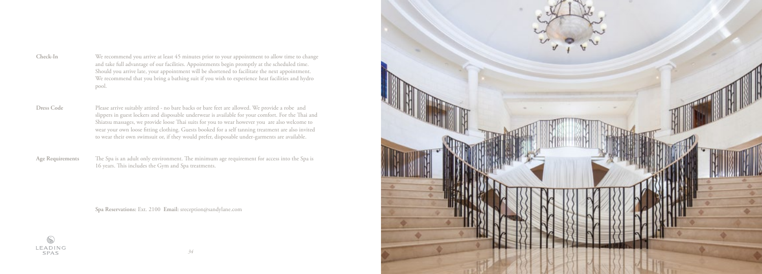**Check-In**

We recommend you arrive at least 45 minutes prior to your appointment to allow time to change and take full advantage of our facilities. Appointments begin promptly at the scheduled time. Should you arrive late, your appointment will be shortened to facilitate the next appointment. We recommend that you bring a bathing suit if you wish to experience heat facilities and hydro pool.

**Dress Code**

Please arrive suitably attired - no bare backs or bare feet are allowed. We provide a robe and slippers in guest lockers and disposable underwear is available for your comfort. For the Thai and Shiatsu massages, we provide loose Thai suits for you to wear however you are also welcome to wear your own loose fitting clothing. Guests booked for a self tanning treatment are also invited to wear their own swimsuit or, if they would prefer, disposable under-garments are available.

**Age Requirements**

The Spa is an adult only environment. The minimum age requirement for access into the Spa is 16 years. This includes the Gym and Spa treatments.

**Spa Reservations:** Ext. 2100 **Email:** sreception@sandylane.com

LEADING SPAS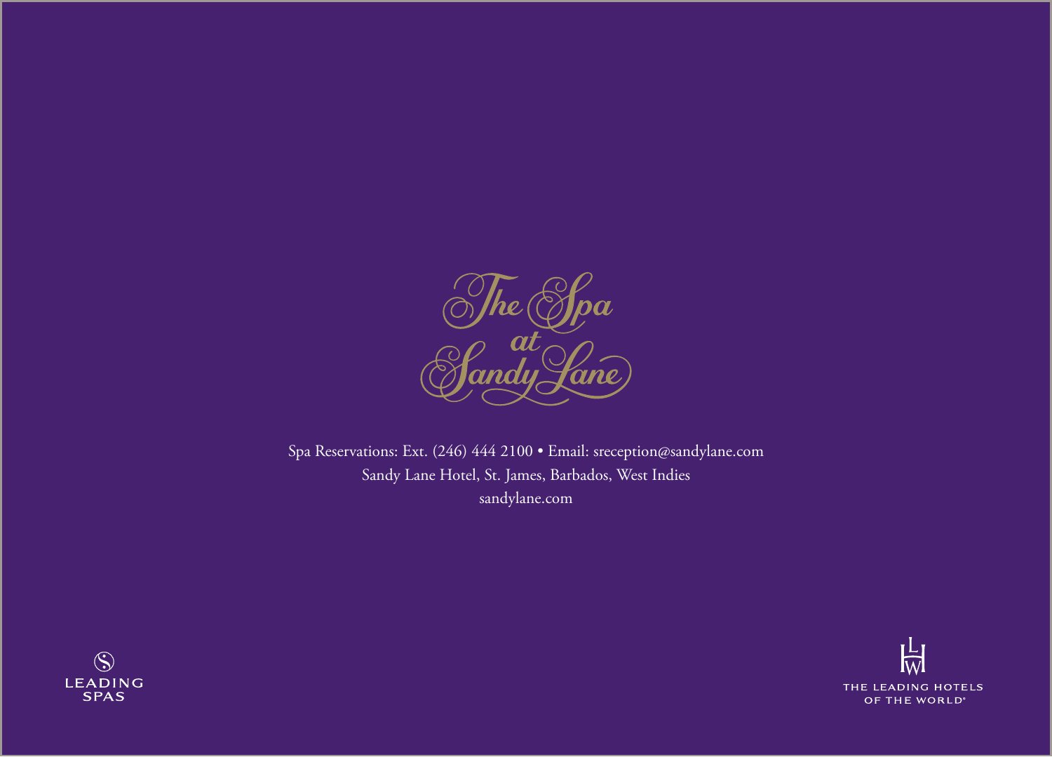# The Spa at Sandy Lane

Spa Reservations: Ext. (246) 444 2100 • Email: sreception@sandylane.com
Sandy Lane Hotel, St. James, Barbados, West Indies
sandylane.com

LEADING SPAS

THE LEADING HOTELS OF THE WORLD®